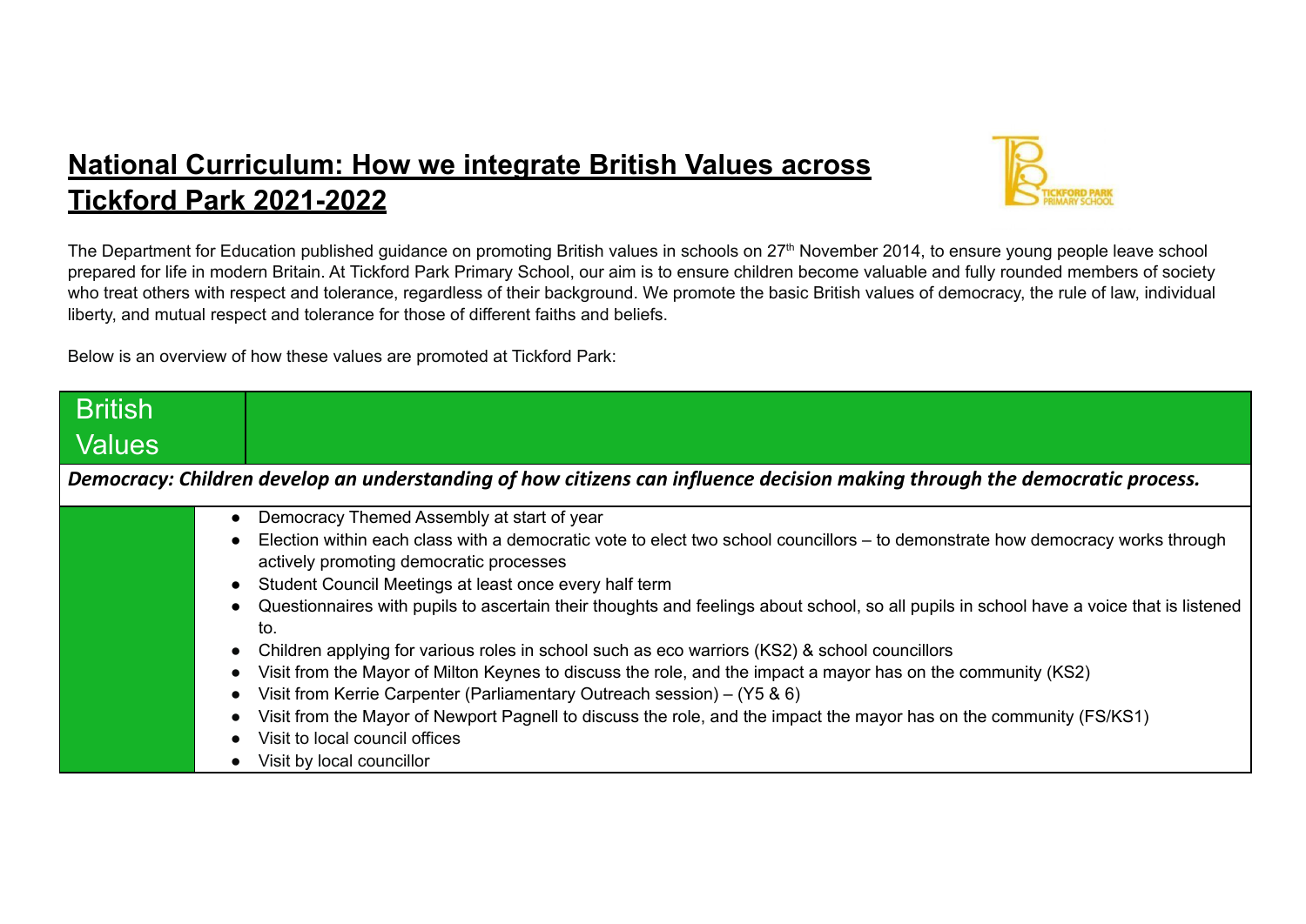# National Curriculum: How we integrate British Values across Tickford Park 2021-2022

The Department for Education published guidance on promoting British values in schools on 27th November 2014, to ensure young people leave school prepared for life in modern Britain. At Tickford Park Primary School, our aim is to ensure children become valuable and fully rounded members of society who treat others with respect and tolerance, regardless of their background. We promote the basic British values of democracy, the rule of law, individual liberty, and mutual respect and tolerance for those of different faiths and beliefs.

Below is an overview of how these values are promoted at Tickford Park:

| British Values | |
|---|---|
| ***Democracy: Children develop an understanding of how citizens can influence decision making through the democratic process.*** | |
| | • Democracy Themed Assembly at start of year<br>• Election within each class with a democratic vote to elect two school councillors – to demonstrate how democracy works through actively promoting democratic processes<br>• Student Council Meetings at least once every half term<br>• Questionnaires with pupils to ascertain their thoughts and feelings about school, so all pupils in school have a voice that is listened to.<br>• Children applying for various roles in school such as eco warriors (KS2) & school councillors<br>• Visit from the Mayor of Milton Keynes to discuss the role, and the impact a mayor has on the community (KS2)<br>• Visit from Kerrie Carpenter (Parliamentary Outreach session) – (Y5 & 6)<br>• Visit from the Mayor of Newport Pagnell to discuss the role, and the impact the mayor has on the community (FS/KS1)<br>• Visit to local council offices<br>• Visit by local councillor |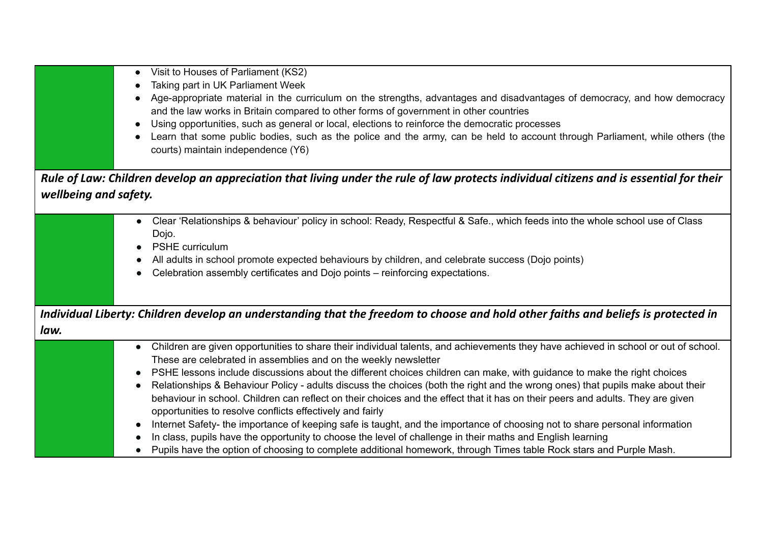| | |
|---|---|
| | • Visit to Houses of Parliament (KS2)<br>• Taking part in UK Parliament Week<br>• Age-appropriate material in the curriculum on the strengths, advantages and disadvantages of democracy, and how democracy and the law works in Britain compared to other forms of government in other countries<br>• Using opportunities, such as general or local, elections to reinforce the democratic processes<br>• Learn that some public bodies, such as the police and the army, can be held to account through Parliament, while others (the courts) maintain independence (Y6) |

***Rule of Law: Children develop an appreciation that living under the rule of law protects individual citizens and is essential for their wellbeing and safety.***

| | |
|---|---|
| | • Clear 'Relationships & behaviour' policy in school: Ready, Respectful & Safe., which feeds into the whole school use of Class Dojo.<br>• PSHE curriculum<br>• All adults in school promote expected behaviours by children, and celebrate success (Dojo points)<br>• Celebration assembly certificates and Dojo points – reinforcing expectations. |

***Individual Liberty: Children develop an understanding that the freedom to choose and hold other faiths and beliefs is protected in law.***

| | |
|---|---|
| | • Children are given opportunities to share their individual talents, and achievements they have achieved in school or out of school. These are celebrated in assemblies and on the weekly newsletter<br>• PSHE lessons include discussions about the different choices children can make, with guidance to make the right choices<br>• Relationships & Behaviour Policy - adults discuss the choices (both the right and the wrong ones) that pupils make about their behaviour in school. Children can reflect on their choices and the effect that it has on their peers and adults. They are given opportunities to resolve conflicts effectively and fairly<br>• Internet Safety- the importance of keeping safe is taught, and the importance of choosing not to share personal information<br>• In class, pupils have the opportunity to choose the level of challenge in their maths and English learning<br>• Pupils have the option of choosing to complete additional homework, through Times table Rock stars and Purple Mash. |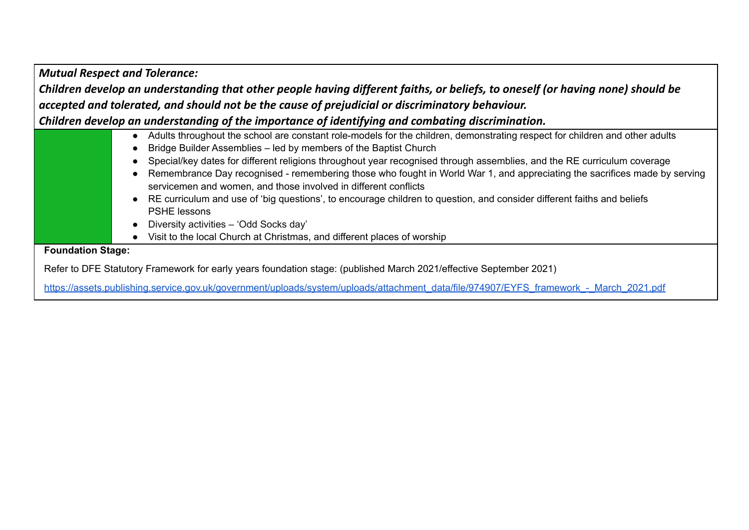***Mutual Respect and Tolerance:***
***Children develop an understanding that other people having different faiths, or beliefs, to oneself (or having none) should be accepted and tolerated, and should not be the cause of prejudicial or discriminatory behaviour.***
***Children develop an understanding of the importance of identifying and combating discrimination.***

- Adults throughout the school are constant role-models for the children, demonstrating respect for children and other adults
- Bridge Builder Assemblies – led by members of the Baptist Church
- Special/key dates for different religions throughout year recognised through assemblies, and the RE curriculum coverage
- Remembrance Day recognised - remembering those who fought in World War 1, and appreciating the sacrifices made by serving servicemen and women, and those involved in different conflicts
- RE curriculum and use of 'big questions', to encourage children to question, and consider different faiths and beliefs
  PSHE lessons
- Diversity activities – 'Odd Socks day'
- Visit to the local Church at Christmas, and different places of worship

**Foundation Stage:**

Refer to DFE Statutory Framework for early years foundation stage: (published March 2021/effective September 2021)

https://assets.publishing.service.gov.uk/government/uploads/system/uploads/attachment_data/file/974907/EYFS_framework_-_March_2021.pdf